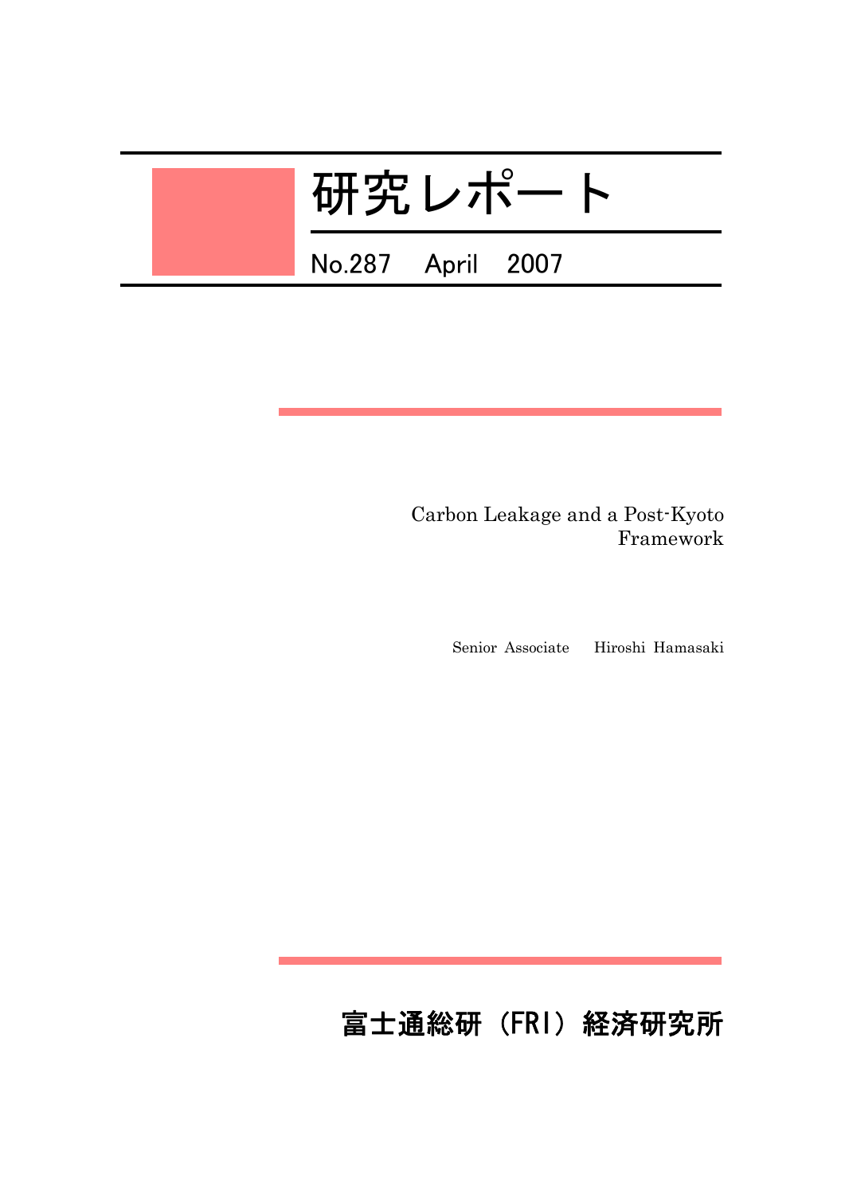# 研究レポート

No.287　April　2007

## Carbon Leakage and a Post-Kyoto Framework

Senior Associate　Hiroshi Hamasaki

富士通総研（FRI）経済研究所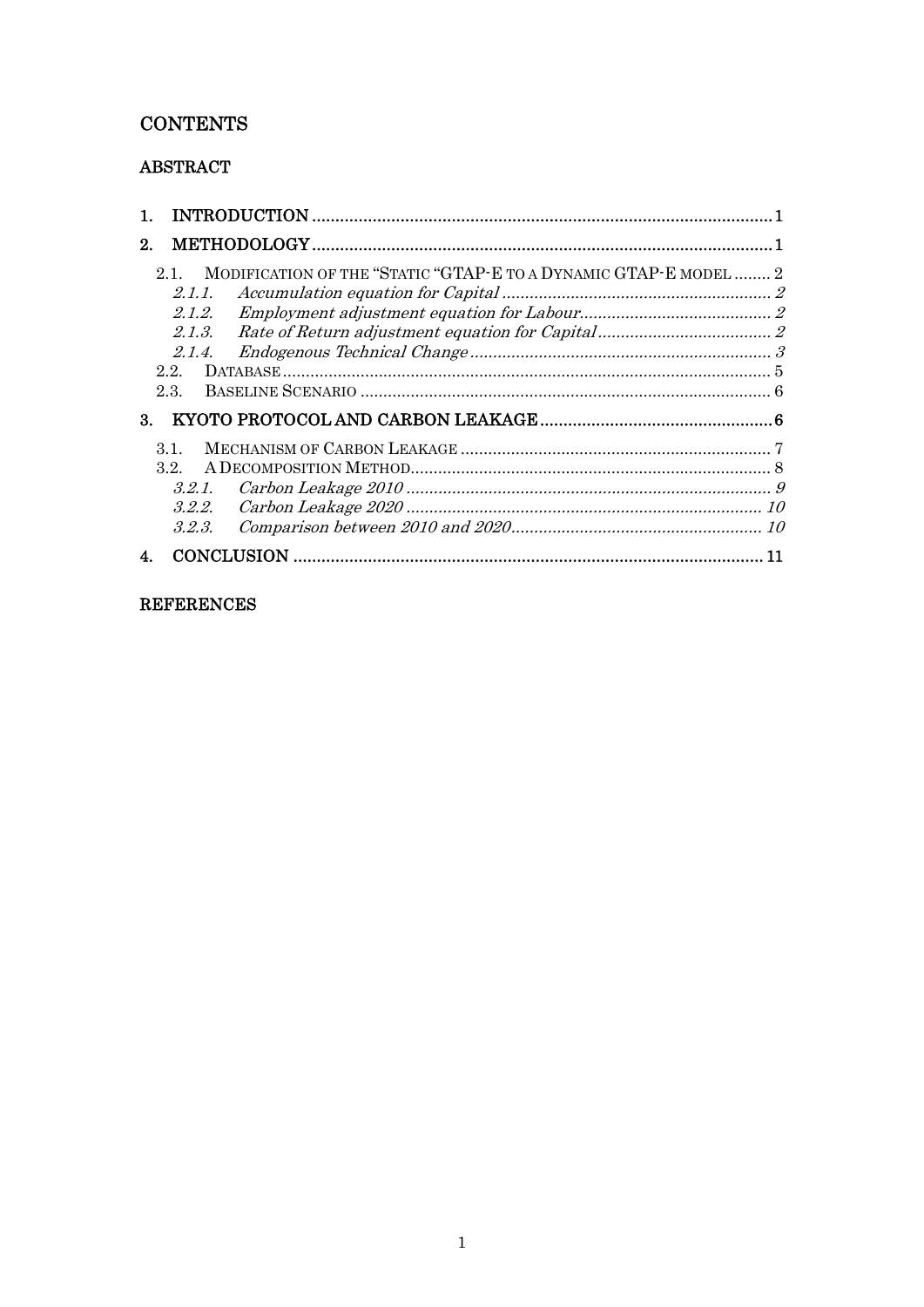## CONTENTS

### ABSTRACT

1. INTRODUCTION .................................................................................................. 1
2. METHODOLOGY .................................................................................................. 1
   - 2.1. MODIFICATION OF THE "STATIC "GTAP-E TO A DYNAMIC GTAP-E MODEL ........ 2
     - *2.1.1. Accumulation equation for Capital ........................................................... 2*
     - *2.1.2. Employment adjustment equation for Labour.......................................... 2*
     - *2.1.3. Rate of Return adjustment equation for Capital ...................................... 2*
     - *2.1.4. Endogenous Technical Change .................................................................. 3*
   - 2.2. DATABASE ........................................................................................................... 5
   - 2.3. BASELINE SCENARIO .......................................................................................... 6
3. KYOTO PROTOCOL AND CARBON LEAKAGE .................................................. 6
   - 3.1. MECHANISM OF CARBON LEAKAGE .................................................................... 7
   - 3.2. A DECOMPOSITION METHOD............................................................................... 8
     - *3.2.1. Carbon Leakage 2010 ................................................................................ 9*
     - *3.2.2. Carbon Leakage 2020 .............................................................................. 10*
     - *3.2.3. Comparison between 2010 and 2020........................................................ 10*
4. CONCLUSION ...................................................................................................... 11

### REFERENCES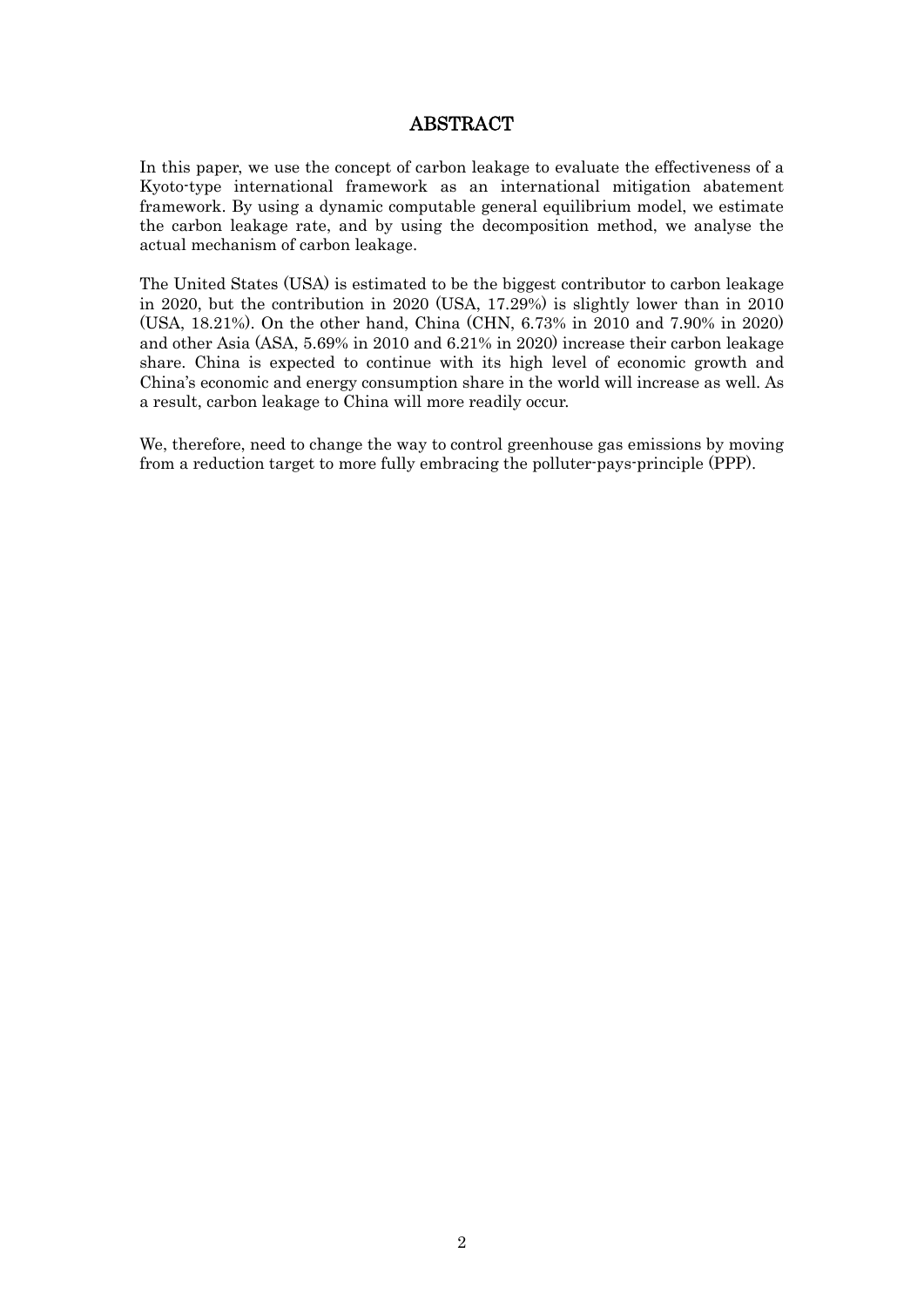# ABSTRACT

In this paper, we use the concept of carbon leakage to evaluate the effectiveness of a Kyoto-type international framework as an international mitigation abatement framework. By using a dynamic computable general equilibrium model, we estimate the carbon leakage rate, and by using the decomposition method, we analyse the actual mechanism of carbon leakage.

The United States (USA) is estimated to be the biggest contributor to carbon leakage in 2020, but the contribution in 2020 (USA, 17.29%) is slightly lower than in 2010 (USA, 18.21%). On the other hand, China (CHN, 6.73% in 2010 and 7.90% in 2020) and other Asia (ASA, 5.69% in 2010 and 6.21% in 2020) increase their carbon leakage share. China is expected to continue with its high level of economic growth and China's economic and energy consumption share in the world will increase as well. As a result, carbon leakage to China will more readily occur.

We, therefore, need to change the way to control greenhouse gas emissions by moving from a reduction target to more fully embracing the polluter-pays-principle (PPP).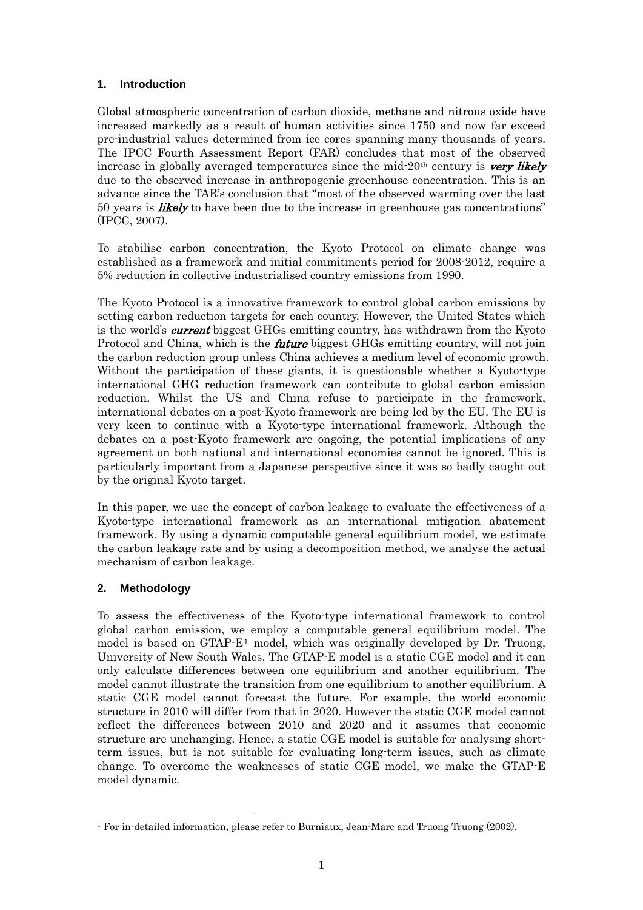## 1. Introduction

Global atmospheric concentration of carbon dioxide, methane and nitrous oxide have increased markedly as a result of human activities since 1750 and now far exceed pre-industrial values determined from ice cores spanning many thousands of years. The IPCC Fourth Assessment Report (FAR) concludes that most of the observed increase in globally averaged temperatures since the mid-20th century is ***very likely*** due to the observed increase in anthropogenic greenhouse concentration. This is an advance since the TAR's conclusion that "most of the observed warming over the last 50 years is ***likely*** to have been due to the increase in greenhouse gas concentrations" (IPCC, 2007).

To stabilise carbon concentration, the Kyoto Protocol on climate change was established as a framework and initial commitments period for 2008-2012, require a 5% reduction in collective industrialised country emissions from 1990.

The Kyoto Protocol is a innovative framework to control global carbon emissions by setting carbon reduction targets for each country. However, the United States which is the world's ***current*** biggest GHGs emitting country, has withdrawn from the Kyoto Protocol and China, which is the ***future*** biggest GHGs emitting country, will not join the carbon reduction group unless China achieves a medium level of economic growth. Without the participation of these giants, it is questionable whether a Kyoto-type international GHG reduction framework can contribute to global carbon emission reduction. Whilst the US and China refuse to participate in the framework, international debates on a post-Kyoto framework are being led by the EU. The EU is very keen to continue with a Kyoto-type international framework. Although the debates on a post-Kyoto framework are ongoing, the potential implications of any agreement on both national and international economies cannot be ignored. This is particularly important from a Japanese perspective since it was so badly caught out by the original Kyoto target.

In this paper, we use the concept of carbon leakage to evaluate the effectiveness of a Kyoto-type international framework as an international mitigation abatement framework. By using a dynamic computable general equilibrium model, we estimate the carbon leakage rate and by using a decomposition method, we analyse the actual mechanism of carbon leakage.

## 2. Methodology

To assess the effectiveness of the Kyoto-type international framework to control global carbon emission, we employ a computable general equilibrium model. The model is based on GTAP-E[1] model, which was originally developed by Dr. Truong, University of New South Wales. The GTAP-E model is a static CGE model and it can only calculate differences between one equilibrium and another equilibrium. The model cannot illustrate the transition from one equilibrium to another equilibrium. A static CGE model cannot forecast the future. For example, the world economic structure in 2010 will differ from that in 2020. However the static CGE model cannot reflect the differences between 2010 and 2020 and it assumes that economic structure are unchanging. Hence, a static CGE model is suitable for analysing short-term issues, but is not suitable for evaluating long-term issues, such as climate change. To overcome the weaknesses of static CGE model, we make the GTAP-E model dynamic.

[1] For in-detailed information, please refer to Burniaux, Jean-Marc and Truong Truong (2002).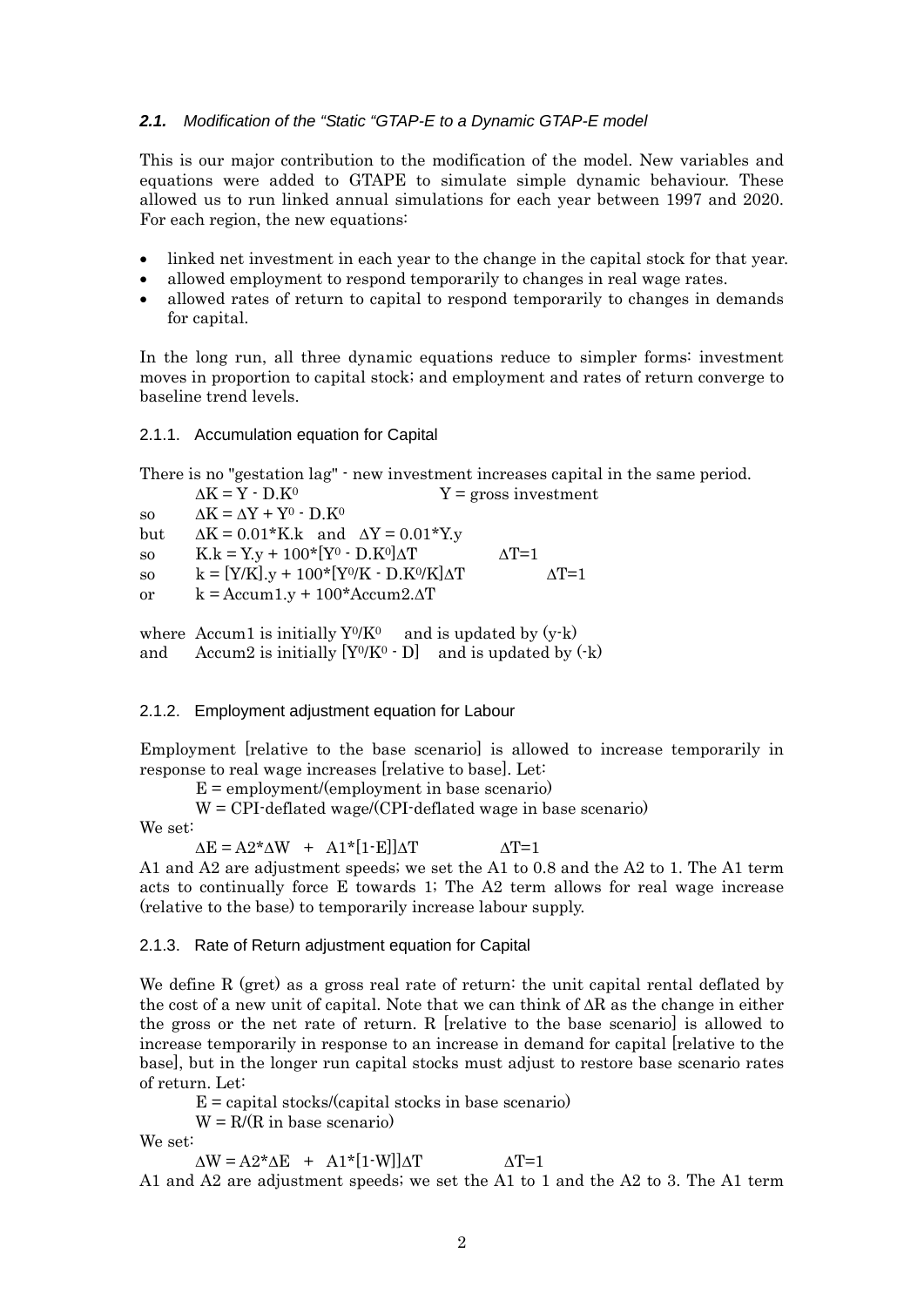### *2.1. Modification of the "Static "GTAP-E to a Dynamic GTAP-E model*

This is our major contribution to the modification of the model. New variables and equations were added to GTAPE to simulate simple dynamic behaviour. These allowed us to run linked annual simulations for each year between 1997 and 2020. For each region, the new equations:

- linked net investment in each year to the change in the capital stock for that year.
- allowed employment to respond temporarily to changes in real wage rates.
- allowed rates of return to capital to respond temporarily to changes in demands for capital.

In the long run, all three dynamic equations reduce to simpler forms: investment moves in proportion to capital stock; and employment and rates of return converge to baseline trend levels.

#### 2.1.1. Accumulation equation for Capital

There is no "gestation lag" - new investment increases capital in the same period.

$\Delta K = Y - D.K^0$ $\qquad Y$ = gross investment

so $\quad \Delta K = \Delta Y + Y^0 - D.K^0$

but $\quad \Delta K = 0.01{*}K.k \quad$ and $\quad \Delta Y = 0.01{*}Y.y$

so $\quad K.k = Y.y + 100{*}[Y^0 - D.K^0]\Delta T \qquad \Delta T=1$

so $\quad k = [Y/K].y + 100{*}[Y^0/K - D.K^0/K]\Delta T \qquad \Delta T=1$

or $\quad k = \text{Accum1}.y + 100{*}\text{Accum2}.\Delta T$

where Accum1 is initially $Y^0/K^0$ and is updated by (y-k)
and Accum2 is initially $[Y^0/K^0 - D]$ and is updated by (-k)

#### 2.1.2. Employment adjustment equation for Labour

Employment [relative to the base scenario] is allowed to increase temporarily in response to real wage increases [relative to base]. Let:

E = employment/(employment in base scenario)

W = CPI-deflated wage/(CPI-deflated wage in base scenario)

We set:

$\Delta E = A2{*}\Delta W \; + \; A1{*}[1\text{-}E]]\Delta T \qquad \Delta T=1$

A1 and A2 are adjustment speeds; we set the A1 to 0.8 and the A2 to 1. The A1 term acts to continually force E towards 1; The A2 term allows for real wage increase (relative to the base) to temporarily increase labour supply.

#### 2.1.3. Rate of Return adjustment equation for Capital

We define R (gret) as a gross real rate of return: the unit capital rental deflated by the cost of a new unit of capital. Note that we can think of $\Delta R$ as the change in either the gross or the net rate of return. R [relative to the base scenario] is allowed to increase temporarily in response to an increase in demand for capital [relative to the base], but in the longer run capital stocks must adjust to restore base scenario rates of return. Let:

E = capital stocks/(capital stocks in base scenario)

W = R/(R in base scenario)

We set:

$\Delta W = A2{*}\Delta E \; + \; A1{*}[1\text{-}W]]\Delta T \qquad \Delta T=1$

A1 and A2 are adjustment speeds; we set the A1 to 1 and the A2 to 3. The A1 term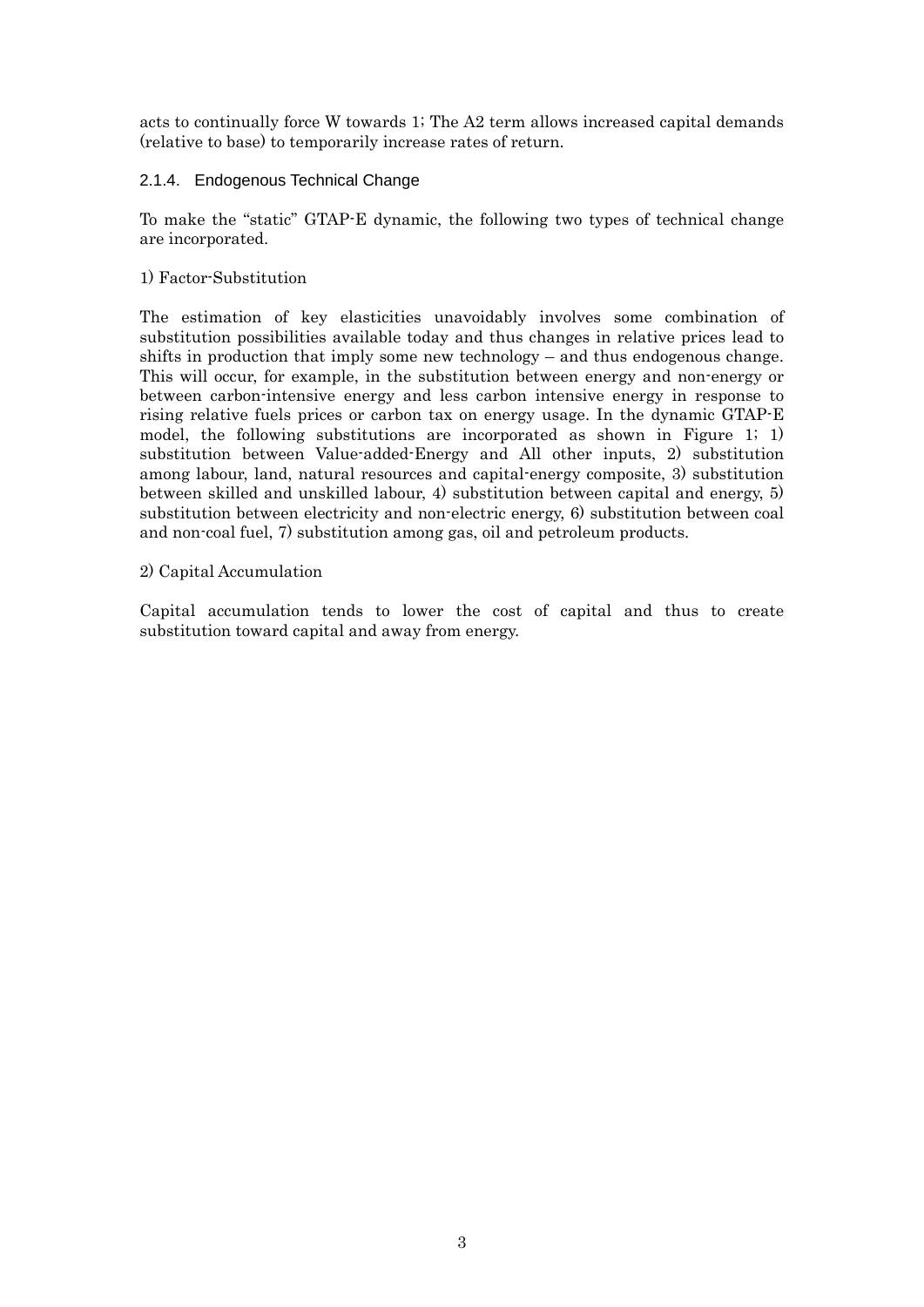acts to continually force W towards 1; The A2 term allows increased capital demands (relative to base) to temporarily increase rates of return.

### 2.1.4. Endogenous Technical Change

To make the "static" GTAP-E dynamic, the following two types of technical change are incorporated.

1) Factor-Substitution

The estimation of key elasticities unavoidably involves some combination of substitution possibilities available today and thus changes in relative prices lead to shifts in production that imply some new technology – and thus endogenous change. This will occur, for example, in the substitution between energy and non-energy or between carbon-intensive energy and less carbon intensive energy in response to rising relative fuels prices or carbon tax on energy usage. In the dynamic GTAP-E model, the following substitutions are incorporated as shown in Figure 1; 1) substitution between Value-added-Energy and All other inputs, 2) substitution among labour, land, natural resources and capital-energy composite, 3) substitution between skilled and unskilled labour, 4) substitution between capital and energy, 5) substitution between electricity and non-electric energy, 6) substitution between coal and non-coal fuel, 7) substitution among gas, oil and petroleum products.

2) Capital Accumulation

Capital accumulation tends to lower the cost of capital and thus to create substitution toward capital and away from energy.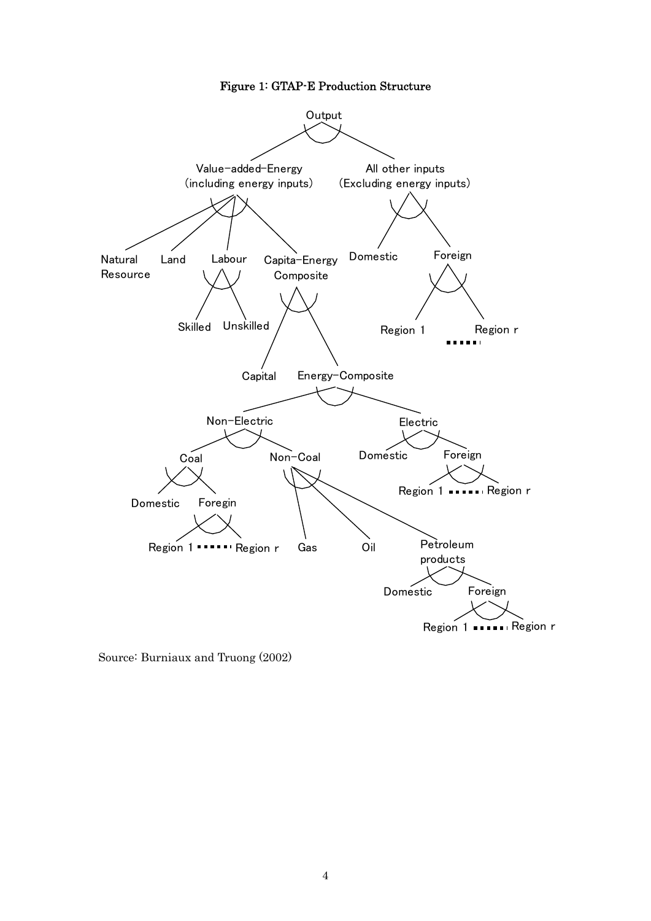**Figure 1: GTAP-E Production Structure**

Source: Burniaux and Truong (2002)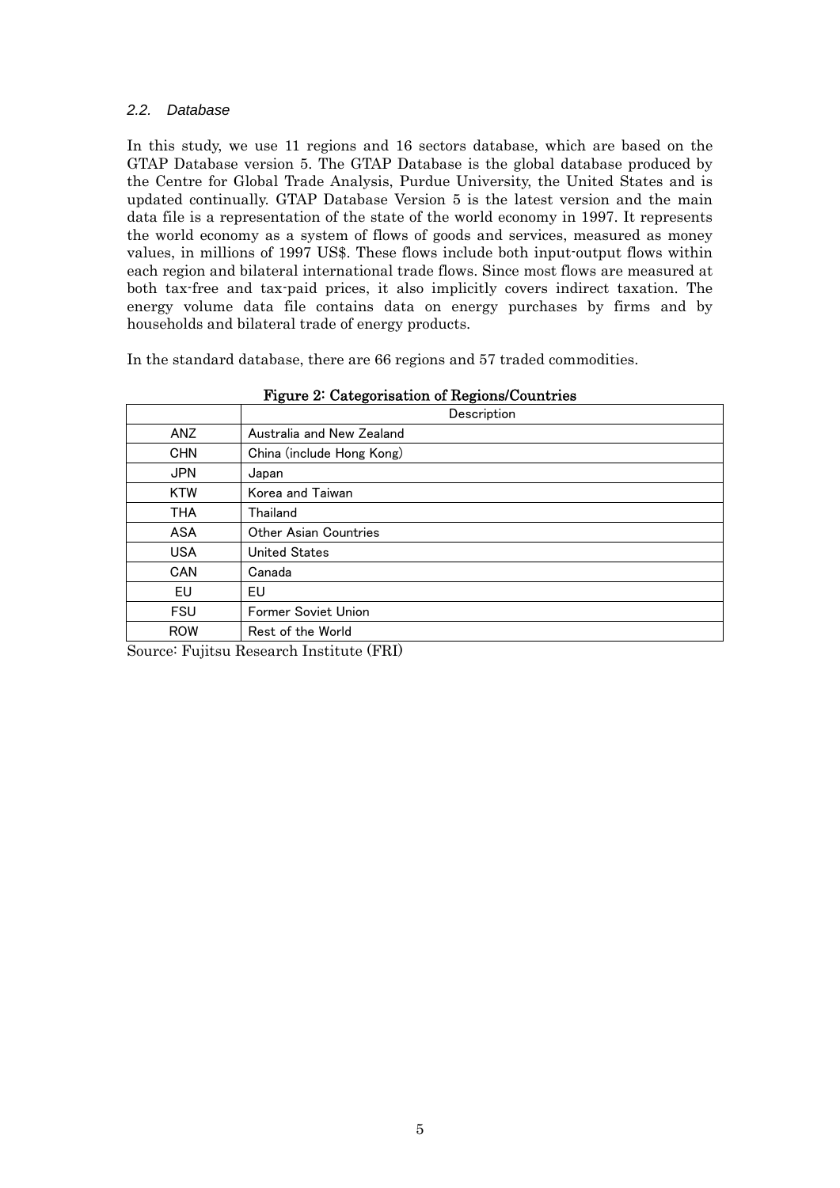### *2.2. Database*

In this study, we use 11 regions and 16 sectors database, which are based on the GTAP Database version 5. The GTAP Database is the global database produced by the Centre for Global Trade Analysis, Purdue University, the United States and is updated continually. GTAP Database Version 5 is the latest version and the main data file is a representation of the state of the world economy in 1997. It represents the world economy as a system of flows of goods and services, measured as money values, in millions of 1997 US$. These flows include both input-output flows within each region and bilateral international trade flows. Since most flows are measured at both tax-free and tax-paid prices, it also implicitly covers indirect taxation. The energy volume data file contains data on energy purchases by firms and by households and bilateral trade of energy products.

In the standard database, there are 66 regions and 57 traded commodities.

**Figure 2: Categorisation of Regions/Countries**

| | Description |
|---|---|
| ANZ | Australia and New Zealand |
| CHN | China (include Hong Kong) |
| JPN | Japan |
| KTW | Korea and Taiwan |
| THA | Thailand |
| ASA | Other Asian Countries |
| USA | United States |
| CAN | Canada |
| EU | EU |
| FSU | Former Soviet Union |
| ROW | Rest of the World |

Source: Fujitsu Research Institute (FRI)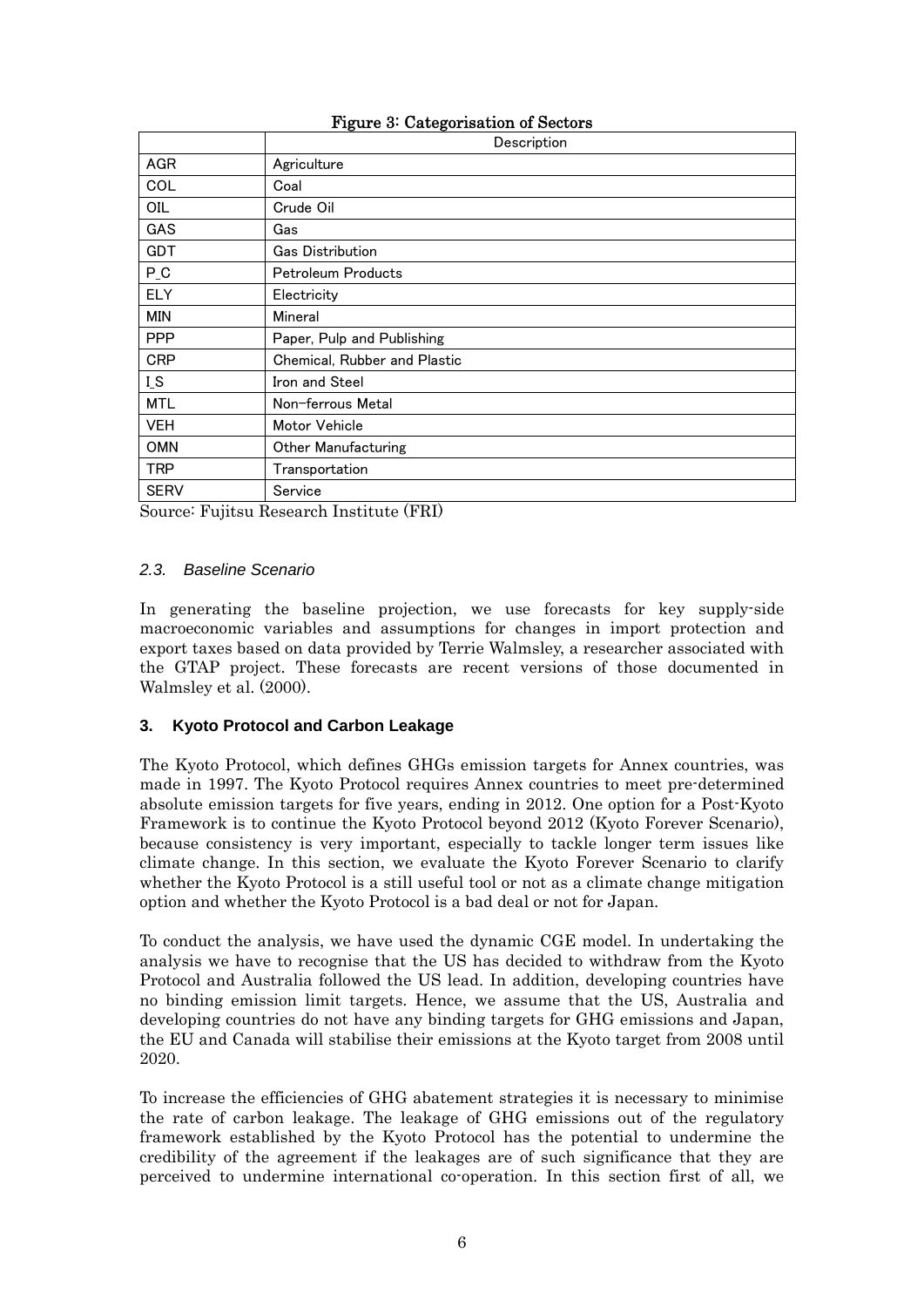**Figure 3: Categorisation of Sectors**

| | Description |
|---|---|
| AGR | Agriculture |
| COL | Coal |
| OIL | Crude Oil |
| GAS | Gas |
| GDT | Gas Distribution |
| P_C | Petroleum Products |
| ELY | Electricity |
| MIN | Mineral |
| PPP | Paper, Pulp and Publishing |
| CRP | Chemical, Rubber and Plastic |
| I_S | Iron and Steel |
| MTL | Non-ferrous Metal |
| VEH | Motor Vehicle |
| OMN | Other Manufacturing |
| TRP | Transportation |
| SERV | Service |

Source: Fujitsu Research Institute (FRI)

### *2.3. Baseline Scenario*

In generating the baseline projection, we use forecasts for key supply-side macroeconomic variables and assumptions for changes in import protection and export taxes based on data provided by Terrie Walmsley, a researcher associated with the GTAP project. These forecasts are recent versions of those documented in Walmsley et al. (2000).

## 3. Kyoto Protocol and Carbon Leakage

The Kyoto Protocol, which defines GHGs emission targets for Annex countries, was made in 1997. The Kyoto Protocol requires Annex countries to meet pre-determined absolute emission targets for five years, ending in 2012. One option for a Post-Kyoto Framework is to continue the Kyoto Protocol beyond 2012 (Kyoto Forever Scenario), because consistency is very important, especially to tackle longer term issues like climate change. In this section, we evaluate the Kyoto Forever Scenario to clarify whether the Kyoto Protocol is a still useful tool or not as a climate change mitigation option and whether the Kyoto Protocol is a bad deal or not for Japan.

To conduct the analysis, we have used the dynamic CGE model. In undertaking the analysis we have to recognise that the US has decided to withdraw from the Kyoto Protocol and Australia followed the US lead. In addition, developing countries have no binding emission limit targets. Hence, we assume that the US, Australia and developing countries do not have any binding targets for GHG emissions and Japan, the EU and Canada will stabilise their emissions at the Kyoto target from 2008 until 2020.

To increase the efficiencies of GHG abatement strategies it is necessary to minimise the rate of carbon leakage. The leakage of GHG emissions out of the regulatory framework established by the Kyoto Protocol has the potential to undermine the credibility of the agreement if the leakages are of such significance that they are perceived to undermine international co-operation. In this section first of all, we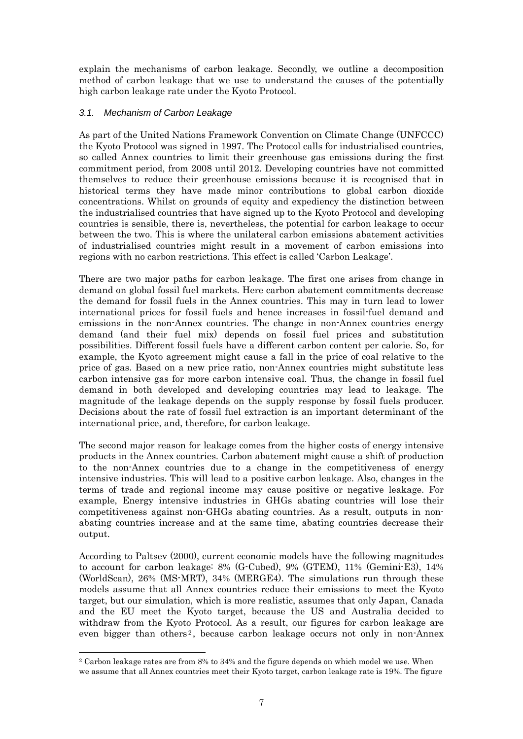explain the mechanisms of carbon leakage. Secondly, we outline a decomposition method of carbon leakage that we use to understand the causes of the potentially high carbon leakage rate under the Kyoto Protocol.

### *3.1. Mechanism of Carbon Leakage*

As part of the United Nations Framework Convention on Climate Change (UNFCCC) the Kyoto Protocol was signed in 1997. The Protocol calls for industrialised countries, so called Annex countries to limit their greenhouse gas emissions during the first commitment period, from 2008 until 2012. Developing countries have not committed themselves to reduce their greenhouse emissions because it is recognised that in historical terms they have made minor contributions to global carbon dioxide concentrations. Whilst on grounds of equity and expediency the distinction between the industrialised countries that have signed up to the Kyoto Protocol and developing countries is sensible, there is, nevertheless, the potential for carbon leakage to occur between the two. This is where the unilateral carbon emissions abatement activities of industrialised countries might result in a movement of carbon emissions into regions with no carbon restrictions. This effect is called 'Carbon Leakage'.

There are two major paths for carbon leakage. The first one arises from change in demand on global fossil fuel markets. Here carbon abatement commitments decrease the demand for fossil fuels in the Annex countries. This may in turn lead to lower international prices for fossil fuels and hence increases in fossil-fuel demand and emissions in the non-Annex countries. The change in non-Annex countries energy demand (and their fuel mix) depends on fossil fuel prices and substitution possibilities. Different fossil fuels have a different carbon content per calorie. So, for example, the Kyoto agreement might cause a fall in the price of coal relative to the price of gas. Based on a new price ratio, non-Annex countries might substitute less carbon intensive gas for more carbon intensive coal. Thus, the change in fossil fuel demand in both developed and developing countries may lead to leakage. The magnitude of the leakage depends on the supply response by fossil fuels producer. Decisions about the rate of fossil fuel extraction is an important determinant of the international price, and, therefore, for carbon leakage.

The second major reason for leakage comes from the higher costs of energy intensive products in the Annex countries. Carbon abatement might cause a shift of production to the non-Annex countries due to a change in the competitiveness of energy intensive industries. This will lead to a positive carbon leakage. Also, changes in the terms of trade and regional income may cause positive or negative leakage. For example, Energy intensive industries in GHGs abating countries will lose their competitiveness against non-GHGs abating countries. As a result, outputs in non-abating countries increase and at the same time, abating countries decrease their output.

According to Paltsev (2000), current economic models have the following magnitudes to account for carbon leakage: 8% (G-Cubed), 9% (GTEM), 11% (Gemini-E3), 14% (WorldScan), 26% (MS-MRT), 34% (MERGE4). The simulations run through these models assume that all Annex countries reduce their emissions to meet the Kyoto target, but our simulation, which is more realistic, assumes that only Japan, Canada and the EU meet the Kyoto target, because the US and Australia decided to withdraw from the Kyoto Protocol. As a result, our figures for carbon leakage are even bigger than others[2], because carbon leakage occurs not only in non-Annex

[2] Carbon leakage rates are from 8% to 34% and the figure depends on which model we use. When we assume that all Annex countries meet their Kyoto target, carbon leakage rate is 19%. The figure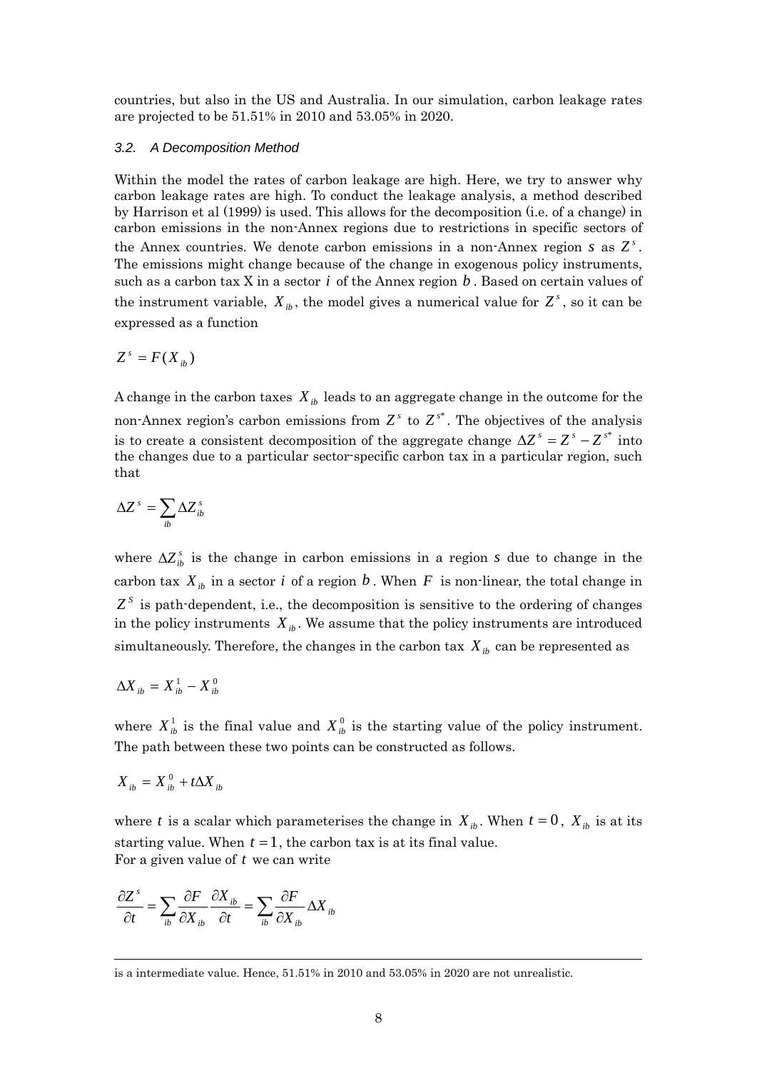countries, but also in the US and Australia. In our simulation, carbon leakage rates are projected to be 51.51% in 2010 and 53.05% in 2020.

### 3.2. A Decomposition Method

Within the model the rates of carbon leakage are high. Here, we try to answer why carbon leakage rates are high. To conduct the leakage analysis, a method described by Harrison et al (1999) is used. This allows for the decomposition (i.e. of a change) in carbon emissions in the non-Annex regions due to restrictions in specific sectors of the Annex countries. We denote carbon emissions in a non-Annex region $s$ as $Z^s$. The emissions might change because of the change in exogenous policy instruments, such as a carbon tax X in a sector $i$ of the Annex region $b$. Based on certain values of the instrument variable, $X_{ib}$, the model gives a numerical value for $Z^s$, so it can be expressed as a function

$$Z^s = F(X_{ib})$$

A change in the carbon taxes $X_{ib}$ leads to an aggregate change in the outcome for the non-Annex region's carbon emissions from $Z^s$ to $Z^{s*}$. The objectives of the analysis is to create a consistent decomposition of the aggregate change $\Delta Z^s = Z^s - Z^{s*}$ into the changes due to a particular sector-specific carbon tax in a particular region, such that

$$\Delta Z^s = \sum_{ib} \Delta Z^s_{ib}$$

where $\Delta Z^s_{ib}$ is the change in carbon emissions in a region $s$ due to change in the carbon tax $X_{ib}$ in a sector $i$ of a region $b$. When $F$ is non-linear, the total change in $Z^S$ is path-dependent, i.e., the decomposition is sensitive to the ordering of changes in the policy instruments $X_{ib}$. We assume that the policy instruments are introduced simultaneously. Therefore, the changes in the carbon tax $X_{ib}$ can be represented as

$$\Delta X_{ib} = X^1_{ib} - X^0_{ib}$$

where $X^1_{ib}$ is the final value and $X^0_{ib}$ is the starting value of the policy instrument. The path between these two points can be constructed as follows.

$$X_{ib} = X^0_{ib} + t\Delta X_{ib}$$

where $t$ is a scalar which parameterises the change in $X_{ib}$. When $t = 0$, $X_{ib}$ is at its starting value. When $t = 1$, the carbon tax is at its final value.
For a given value of $t$ we can write

$$\frac{\partial Z^s}{\partial t} = \sum_{ib} \frac{\partial F}{\partial X_{ib}} \frac{\partial X_{ib}}{\partial t} = \sum_{ib} \frac{\partial F}{\partial X_{ib}} \Delta X_{ib}$$

---

is a intermediate value. Hence, 51.51% in 2010 and 53.05% in 2020 are not unrealistic.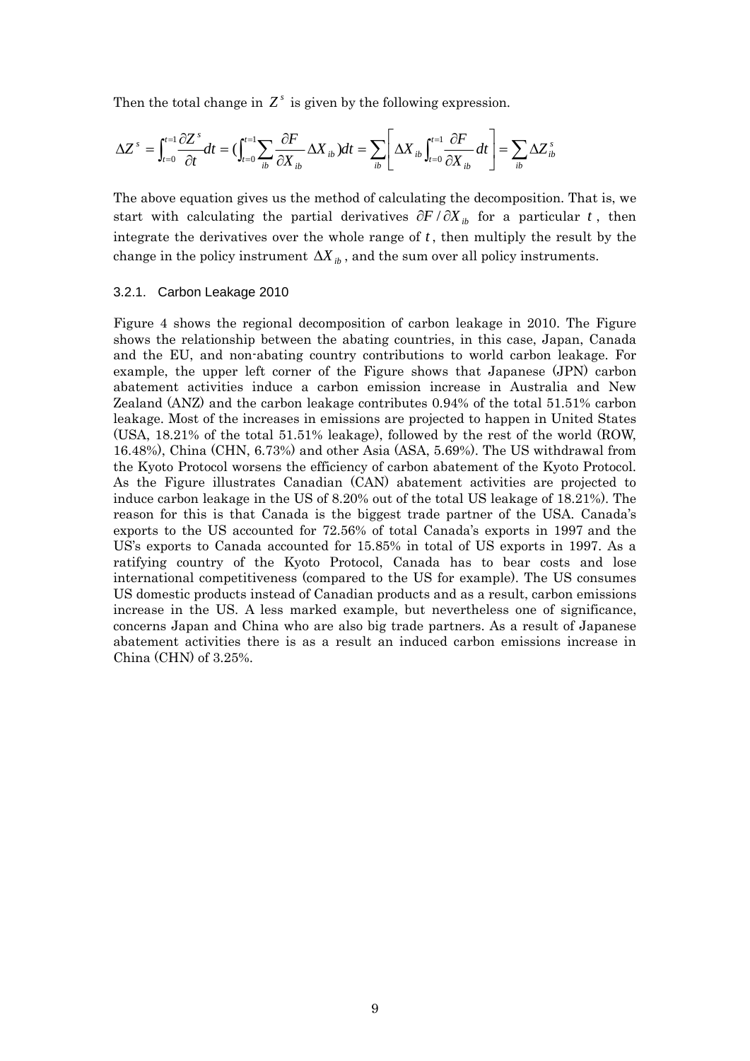Then the total change in $Z^s$ is given by the following expression.

$$\Delta Z^s = \int_{t=0}^{t=1} \frac{\partial Z^s}{\partial t} dt = \left(\int_{t=0}^{t=1} \sum_{ib} \frac{\partial F}{\partial X_{ib}} \Delta X_{ib}\right) dt = \sum_{ib} \left[ \Delta X_{ib} \int_{t=0}^{t=1} \frac{\partial F}{\partial X_{ib}} dt \right] = \sum_{ib} \Delta Z_{ib}^s$$

The above equation gives us the method of calculating the decomposition. That is, we start with calculating the partial derivatives $\partial F / \partial X_{ib}$ for a particular $t$, then integrate the derivatives over the whole range of $t$, then multiply the result by the change in the policy instrument $\Delta X_{ib}$, and the sum over all policy instruments.

### 3.2.1. Carbon Leakage 2010

Figure 4 shows the regional decomposition of carbon leakage in 2010. The Figure shows the relationship between the abating countries, in this case, Japan, Canada and the EU, and non-abating country contributions to world carbon leakage. For example, the upper left corner of the Figure shows that Japanese (JPN) carbon abatement activities induce a carbon emission increase in Australia and New Zealand (ANZ) and the carbon leakage contributes 0.94% of the total 51.51% carbon leakage. Most of the increases in emissions are projected to happen in United States (USA, 18.21% of the total 51.51% leakage), followed by the rest of the world (ROW, 16.48%), China (CHN, 6.73%) and other Asia (ASA, 5.69%). The US withdrawal from the Kyoto Protocol worsens the efficiency of carbon abatement of the Kyoto Protocol. As the Figure illustrates Canadian (CAN) abatement activities are projected to induce carbon leakage in the US of 8.20% out of the total US leakage of 18.21%). The reason for this is that Canada is the biggest trade partner of the USA. Canada's exports to the US accounted for 72.56% of total Canada's exports in 1997 and the US's exports to Canada accounted for 15.85% in total of US exports in 1997. As a ratifying country of the Kyoto Protocol, Canada has to bear costs and lose international competitiveness (compared to the US for example). The US consumes US domestic products instead of Canadian products and as a result, carbon emissions increase in the US. A less marked example, but nevertheless one of significance, concerns Japan and China who are also big trade partners. As a result of Japanese abatement activities there is as a result an induced carbon emissions increase in China (CHN) of 3.25%.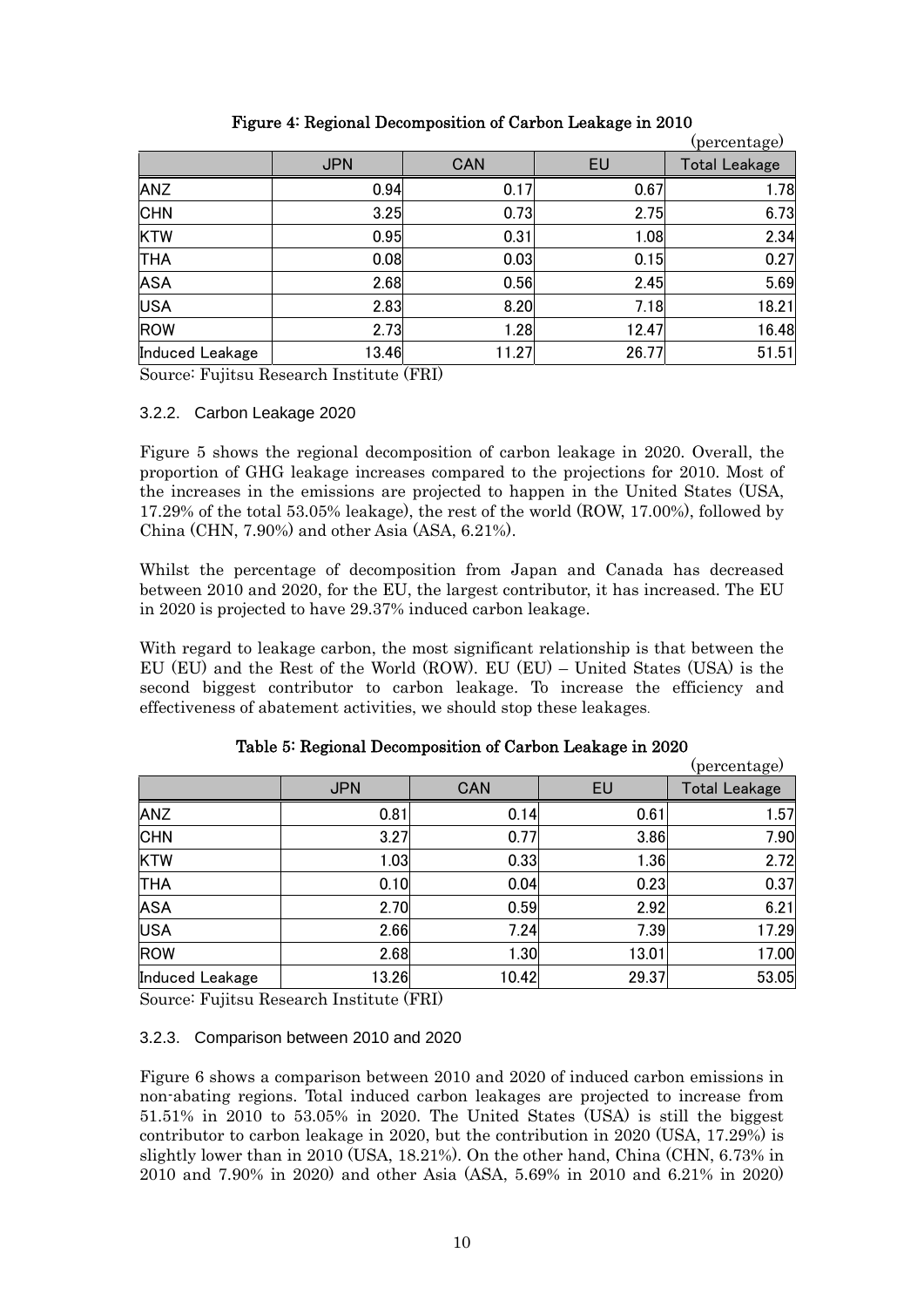**Figure 4: Regional Decomposition of Carbon Leakage in 2010**

(percentage)

| | JPN | CAN | EU | Total Leakage |
|---|---|---|---|---|
| ANZ | 0.94 | 0.17 | 0.67 | 1.78 |
| CHN | 3.25 | 0.73 | 2.75 | 6.73 |
| KTW | 0.95 | 0.31 | 1.08 | 2.34 |
| THA | 0.08 | 0.03 | 0.15 | 0.27 |
| ASA | 2.68 | 0.56 | 2.45 | 5.69 |
| USA | 2.83 | 8.20 | 7.18 | 18.21 |
| ROW | 2.73 | 1.28 | 12.47 | 16.48 |
| Induced Leakage | 13.46 | 11.27 | 26.77 | 51.51 |

Source: Fujitsu Research Institute (FRI)

### 3.2.2. Carbon Leakage 2020

Figure 5 shows the regional decomposition of carbon leakage in 2020. Overall, the proportion of GHG leakage increases compared to the projections for 2010. Most of the increases in the emissions are projected to happen in the United States (USA, 17.29% of the total 53.05% leakage), the rest of the world (ROW, 17.00%), followed by China (CHN, 7.90%) and other Asia (ASA, 6.21%).

Whilst the percentage of decomposition from Japan and Canada has decreased between 2010 and 2020, for the EU, the largest contributor, it has increased. The EU in 2020 is projected to have 29.37% induced carbon leakage.

With regard to leakage carbon, the most significant relationship is that between the EU (EU) and the Rest of the World (ROW). EU (EU) – United States (USA) is the second biggest contributor to carbon leakage. To increase the efficiency and effectiveness of abatement activities, we should stop these leakages.

**Table 5: Regional Decomposition of Carbon Leakage in 2020**

(percentage)

| | JPN | CAN | EU | Total Leakage |
|---|---|---|---|---|
| ANZ | 0.81 | 0.14 | 0.61 | 1.57 |
| CHN | 3.27 | 0.77 | 3.86 | 7.90 |
| KTW | 1.03 | 0.33 | 1.36 | 2.72 |
| THA | 0.10 | 0.04 | 0.23 | 0.37 |
| ASA | 2.70 | 0.59 | 2.92 | 6.21 |
| USA | 2.66 | 7.24 | 7.39 | 17.29 |
| ROW | 2.68 | 1.30 | 13.01 | 17.00 |
| Induced Leakage | 13.26 | 10.42 | 29.37 | 53.05 |

Source: Fujitsu Research Institute (FRI)

### 3.2.3. Comparison between 2010 and 2020

Figure 6 shows a comparison between 2010 and 2020 of induced carbon emissions in non-abating regions. Total induced carbon leakages are projected to increase from 51.51% in 2010 to 53.05% in 2020. The United States (USA) is still the biggest contributor to carbon leakage in 2020, but the contribution in 2020 (USA, 17.29%) is slightly lower than in 2010 (USA, 18.21%). On the other hand, China (CHN, 6.73% in 2010 and 7.90% in 2020) and other Asia (ASA, 5.69% in 2010 and 6.21% in 2020)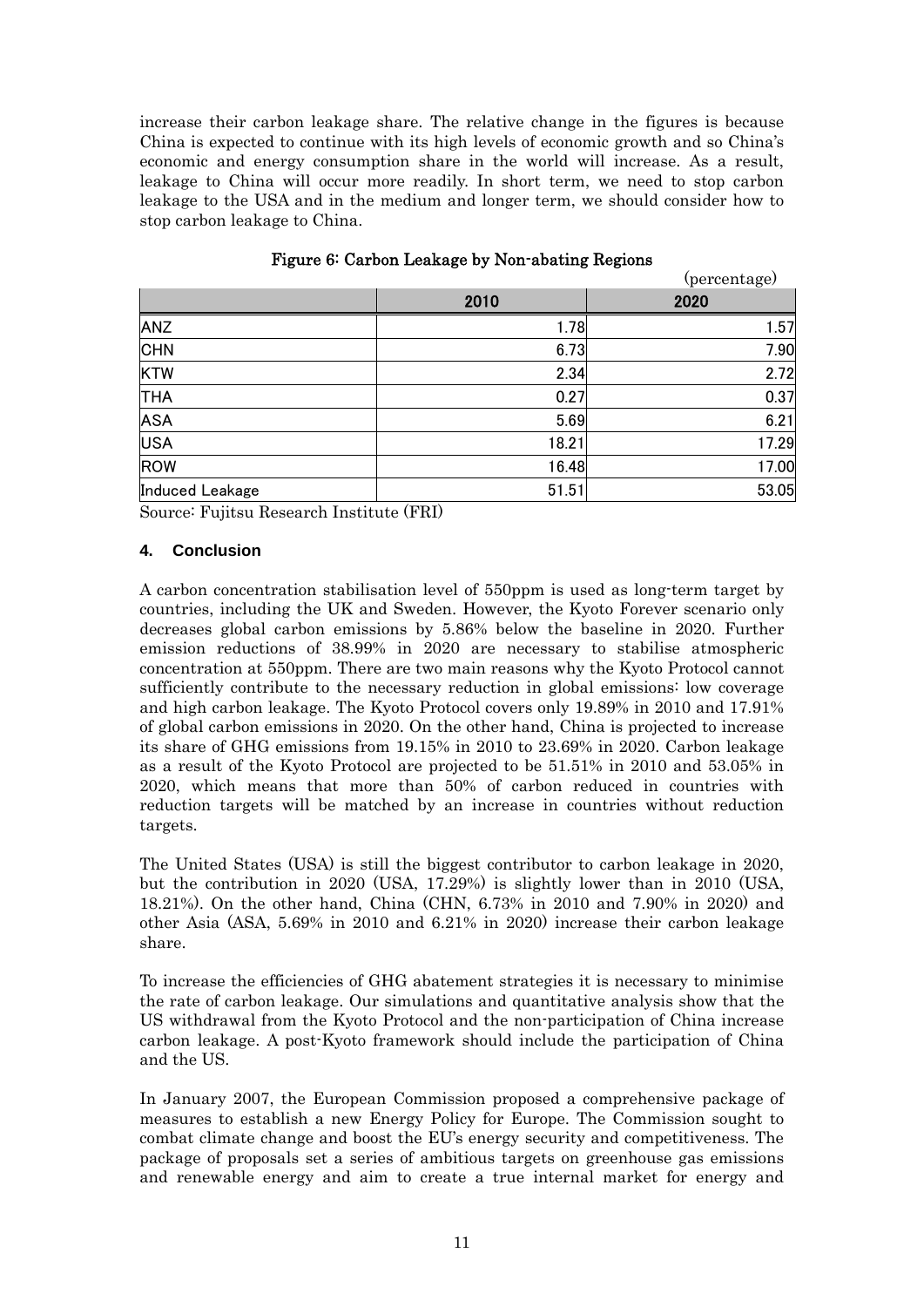increase their carbon leakage share. The relative change in the figures is because China is expected to continue with its high levels of economic growth and so China's economic and energy consumption share in the world will increase. As a result, leakage to China will occur more readily. In short term, we need to stop carbon leakage to the USA and in the medium and longer term, we should consider how to stop carbon leakage to China.

**Figure 6: Carbon Leakage by Non-abating Regions**

(percentage)

| | 2010 | 2020 |
|---|---|---|
| ANZ | 1.78 | 1.57 |
| CHN | 6.73 | 7.90 |
| KTW | 2.34 | 2.72 |
| THA | 0.27 | 0.37 |
| ASA | 5.69 | 6.21 |
| USA | 18.21 | 17.29 |
| ROW | 16.48 | 17.00 |
| Induced Leakage | 51.51 | 53.05 |

Source: Fujitsu Research Institute (FRI)

## 4. Conclusion

A carbon concentration stabilisation level of 550ppm is used as long-term target by countries, including the UK and Sweden. However, the Kyoto Forever scenario only decreases global carbon emissions by 5.86% below the baseline in 2020. Further emission reductions of 38.99% in 2020 are necessary to stabilise atmospheric concentration at 550ppm. There are two main reasons why the Kyoto Protocol cannot sufficiently contribute to the necessary reduction in global emissions: low coverage and high carbon leakage. The Kyoto Protocol covers only 19.89% in 2010 and 17.91% of global carbon emissions in 2020. On the other hand, China is projected to increase its share of GHG emissions from 19.15% in 2010 to 23.69% in 2020. Carbon leakage as a result of the Kyoto Protocol are projected to be 51.51% in 2010 and 53.05% in 2020, which means that more than 50% of carbon reduced in countries with reduction targets will be matched by an increase in countries without reduction targets.

The United States (USA) is still the biggest contributor to carbon leakage in 2020, but the contribution in 2020 (USA, 17.29%) is slightly lower than in 2010 (USA, 18.21%). On the other hand, China (CHN, 6.73% in 2010 and 7.90% in 2020) and other Asia (ASA, 5.69% in 2010 and 6.21% in 2020) increase their carbon leakage share.

To increase the efficiencies of GHG abatement strategies it is necessary to minimise the rate of carbon leakage. Our simulations and quantitative analysis show that the US withdrawal from the Kyoto Protocol and the non-participation of China increase carbon leakage. A post-Kyoto framework should include the participation of China and the US.

In January 2007, the European Commission proposed a comprehensive package of measures to establish a new Energy Policy for Europe. The Commission sought to combat climate change and boost the EU's energy security and competitiveness. The package of proposals set a series of ambitious targets on greenhouse gas emissions and renewable energy and aim to create a true internal market for energy and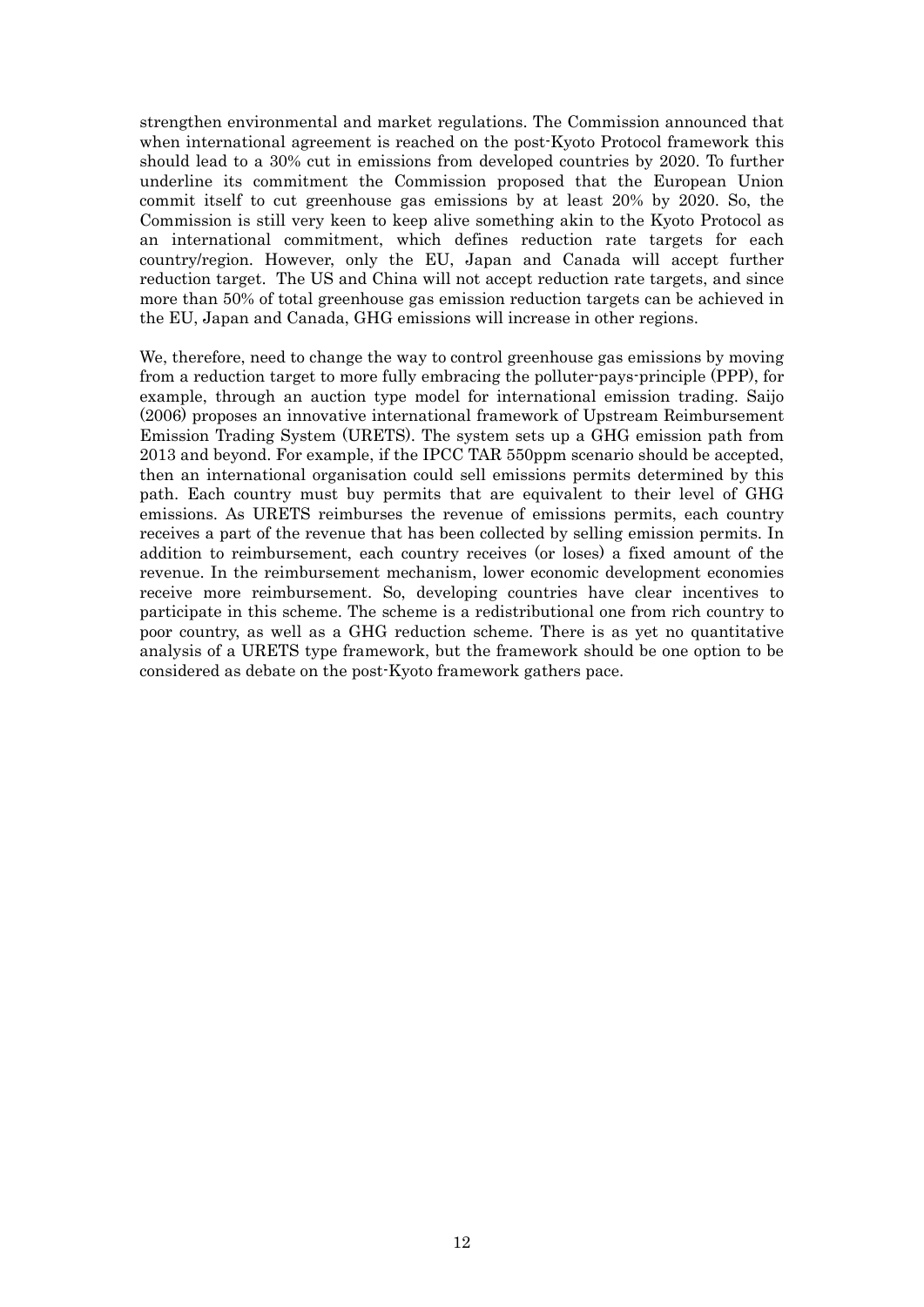strengthen environmental and market regulations. The Commission announced that when international agreement is reached on the post-Kyoto Protocol framework this should lead to a 30% cut in emissions from developed countries by 2020. To further underline its commitment the Commission proposed that the European Union commit itself to cut greenhouse gas emissions by at least 20% by 2020. So, the Commission is still very keen to keep alive something akin to the Kyoto Protocol as an international commitment, which defines reduction rate targets for each country/region. However, only the EU, Japan and Canada will accept further reduction target. The US and China will not accept reduction rate targets, and since more than 50% of total greenhouse gas emission reduction targets can be achieved in the EU, Japan and Canada, GHG emissions will increase in other regions.

We, therefore, need to change the way to control greenhouse gas emissions by moving from a reduction target to more fully embracing the polluter-pays-principle (PPP), for example, through an auction type model for international emission trading. Saijo (2006) proposes an innovative international framework of Upstream Reimbursement Emission Trading System (URETS). The system sets up a GHG emission path from 2013 and beyond. For example, if the IPCC TAR 550ppm scenario should be accepted, then an international organisation could sell emissions permits determined by this path. Each country must buy permits that are equivalent to their level of GHG emissions. As URETS reimburses the revenue of emissions permits, each country receives a part of the revenue that has been collected by selling emission permits. In addition to reimbursement, each country receives (or loses) a fixed amount of the revenue. In the reimbursement mechanism, lower economic development economies receive more reimbursement. So, developing countries have clear incentives to participate in this scheme. The scheme is a redistributional one from rich country to poor country, as well as a GHG reduction scheme. There is as yet no quantitative analysis of a URETS type framework, but the framework should be one option to be considered as debate on the post-Kyoto framework gathers pace.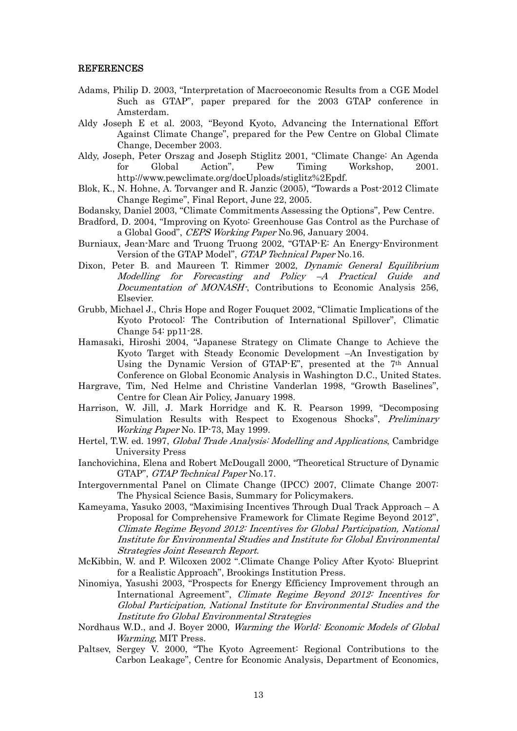## REFERENCES

Adams, Philip D. 2003, "Interpretation of Macroeconomic Results from a CGE Model Such as GTAP", paper prepared for the 2003 GTAP conference in Amsterdam.

Aldy Joseph E et al. 2003, "Beyond Kyoto, Advancing the International Effort Against Climate Change", prepared for the Pew Centre on Global Climate Change, December 2003.

Aldy, Joseph, Peter Orszag and Joseph Stiglitz 2001, "Climate Change: An Agenda for Global Action", Pew Timing Workshop, 2001. http://www.pewclimate.org/docUploads/stiglitz%2Epdf.

Blok, K., N. Hohne, A. Torvanger and R. Janzic (2005), "Towards a Post-2012 Climate Change Regime", Final Report, June 22, 2005.

Bodansky, Daniel 2003, "Climate Commitments Assessing the Options", Pew Centre.

Bradford, D. 2004, "Improving on Kyoto: Greenhouse Gas Control as the Purchase of a Global Good", *CEPS Working Paper* No.96, January 2004.

Burniaux, Jean-Marc and Truong Truong 2002, "GTAP-E: An Energy-Environment Version of the GTAP Model", *GTAP Technical Paper* No.16.

Dixon, Peter B. and Maureen T. Rimmer 2002, *Dynamic General Equilibrium Modelling for Forecasting and Policy –A Practical Guide and Documentation of MONASH-*, Contributions to Economic Analysis 256, Elsevier.

Grubb, Michael J., Chris Hope and Roger Fouquet 2002, "Climatic Implications of the Kyoto Protocol: The Contribution of International Spillover", Climatic Change 54: pp11-28.

Hamasaki, Hiroshi 2004, "Japanese Strategy on Climate Change to Achieve the Kyoto Target with Steady Economic Development –An Investigation by Using the Dynamic Version of GTAP-E", presented at the 7th Annual Conference on Global Economic Analysis in Washington D.C., United States.

Hargrave, Tim, Ned Helme and Christine Vanderlan 1998, "Growth Baselines", Centre for Clean Air Policy, January 1998.

Harrison, W. Jill, J. Mark Horridge and K. R. Pearson 1999, "Decomposing Simulation Results with Respect to Exogenous Shocks", *Preliminary Working Paper* No. IP-73, May 1999.

Hertel, T.W. ed. 1997, *Global Trade Analysis: Modelling and Applications*, Cambridge University Press

Ianchovichina, Elena and Robert McDougall 2000, "Theoretical Structure of Dynamic GTAP", *GTAP Technical Paper* No.17.

Intergovernmental Panel on Climate Change (IPCC) 2007, Climate Change 2007: The Physical Science Basis, Summary for Policymakers.

Kameyama, Yasuko 2003, "Maximising Incentives Through Dual Track Approach – A Proposal for Comprehensive Framework for Climate Regime Beyond 2012", *Climate Regime Beyond 2012: Incentives for Global Participation, National Institute for Environmental Studies and Institute for Global Environmental Strategies Joint Research Report*.

McKibbin, W. and P. Wilcoxen 2002 ".Climate Change Policy After Kyoto: Blueprint for a Realistic Approach", Brookings Institution Press.

Ninomiya, Yasushi 2003, "Prospects for Energy Efficiency Improvement through an International Agreement", *Climate Regime Beyond 2012: Incentives for Global Participation, National Institute for Environmental Studies and the Institute fro Global Environmental Strategies*

Nordhaus W.D., and J. Boyer 2000, *Warming the World: Economic Models of Global Warming*, MIT Press.

Paltsev, Sergey V. 2000, "The Kyoto Agreement: Regional Contributions to the Carbon Leakage", Centre for Economic Analysis, Department of Economics,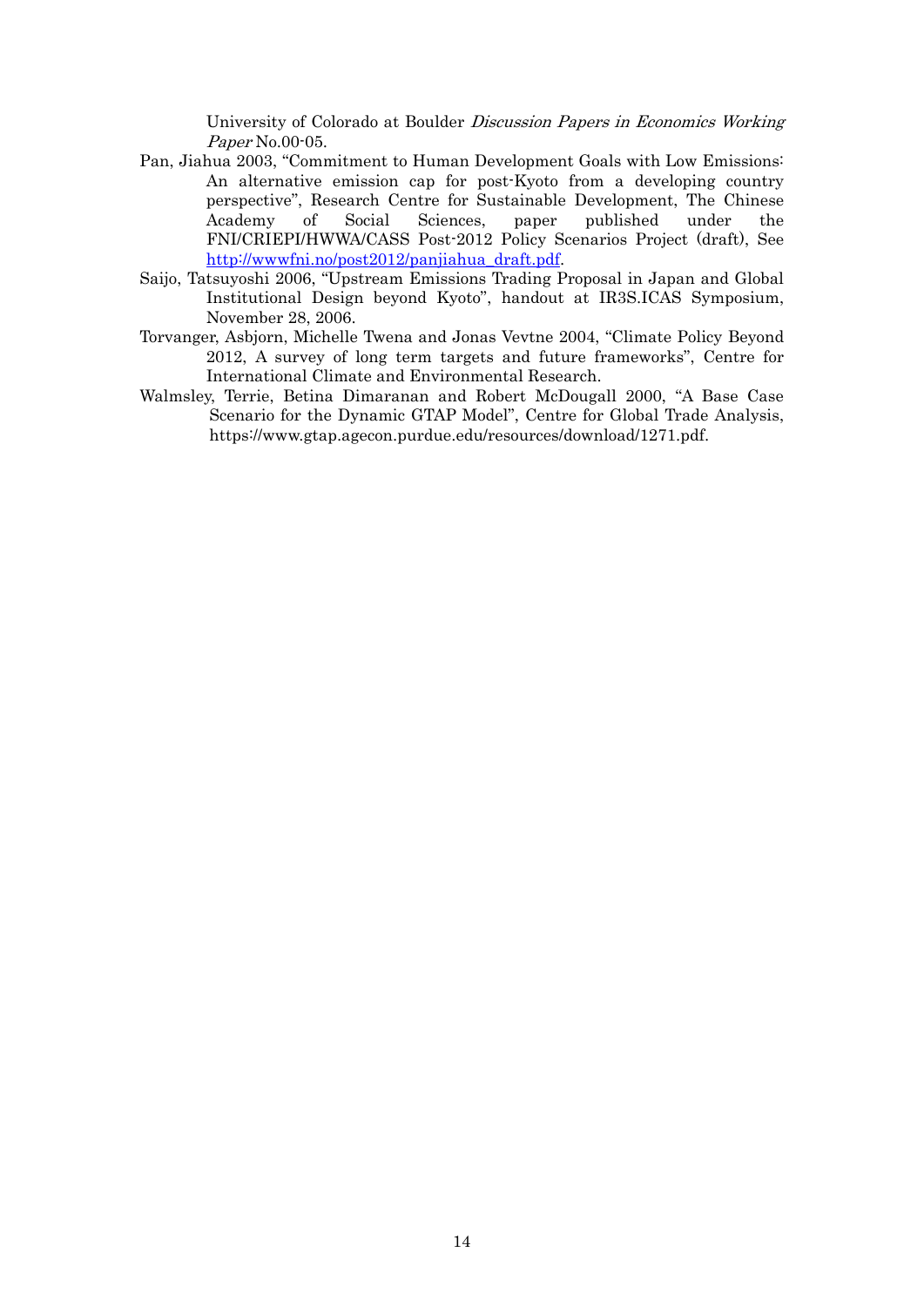University of Colorado at Boulder *Discussion Papers in Economics Working Paper* No.00-05.

Pan, Jiahua 2003, "Commitment to Human Development Goals with Low Emissions: An alternative emission cap for post-Kyoto from a developing country perspective", Research Centre for Sustainable Development, The Chinese Academy of Social Sciences, paper published under the FNI/CRIEPI/HWWA/CASS Post-2012 Policy Scenarios Project (draft), See http://wwwfni.no/post2012/panjiahua_draft.pdf.

Saijo, Tatsuyoshi 2006, "Upstream Emissions Trading Proposal in Japan and Global Institutional Design beyond Kyoto", handout at IR3S.ICAS Symposium, November 28, 2006.

Torvanger, Asbjorn, Michelle Twena and Jonas Vevtne 2004, "Climate Policy Beyond 2012, A survey of long term targets and future frameworks", Centre for International Climate and Environmental Research.

Walmsley, Terrie, Betina Dimaranan and Robert McDougall 2000, "A Base Case Scenario for the Dynamic GTAP Model", Centre for Global Trade Analysis, https://www.gtap.agecon.purdue.edu/resources/download/1271.pdf.